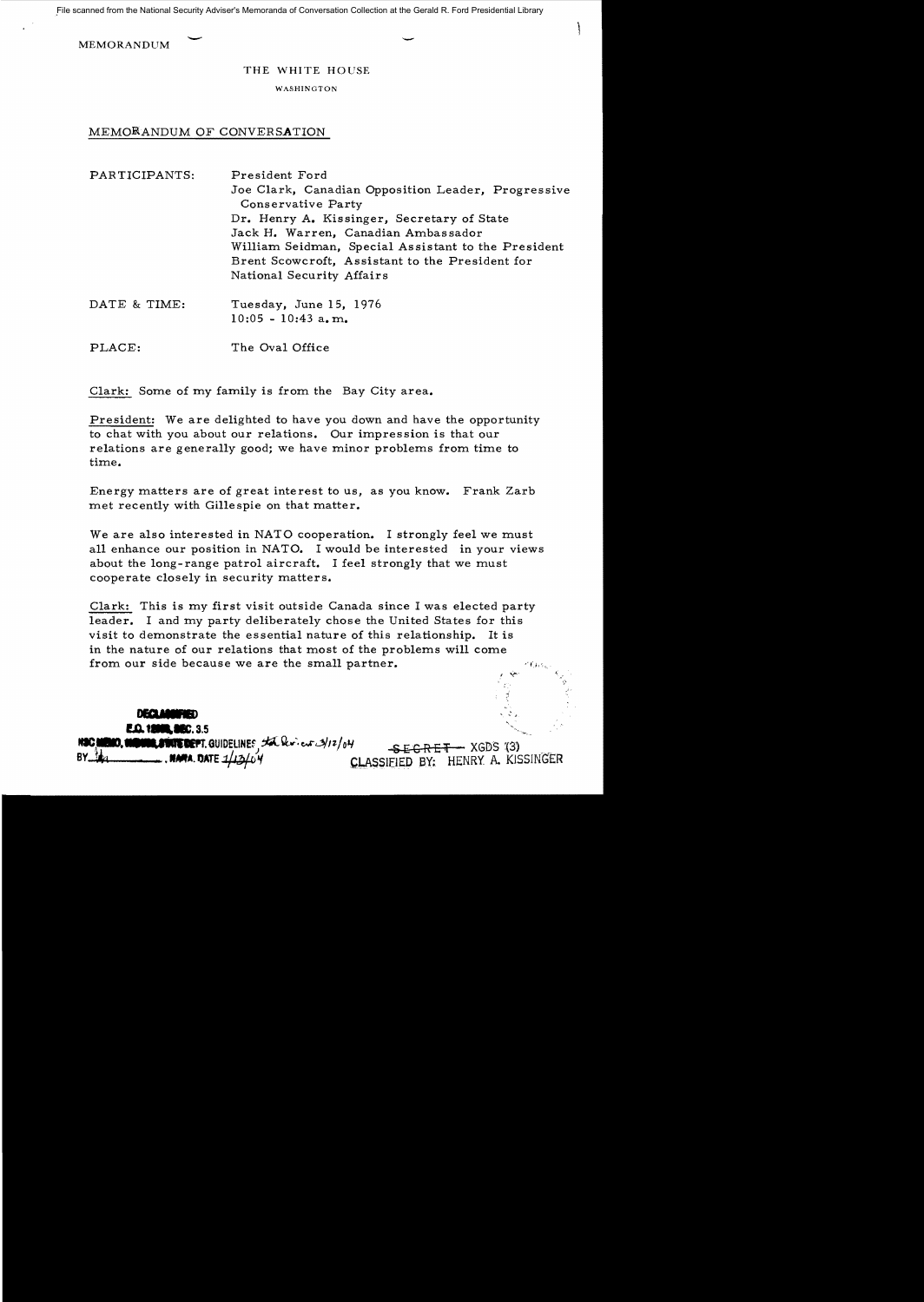MEMORANDUM

THE WHITE HOUSE

WASHINGTON

MEMORANDUM OF CONVERSATION

PARTICIPANTS: President Ford
Joe Clark, Canadian Opposition Leader, Progressive Conservative Party
Dr. Henry A. Kissinger, Secretary of State
Jack H. Warren, Canadian Ambassador
William Seidman, Special Assistant to the President
Brent Scowcroft, Assistant to the President for National Security Affairs

DATE & TIME: Tuesday, June 15, 1976
10:05 - 10:43 a.m.

PLACE: The Oval Office

Clark: Some of my family is from the Bay City area.

President: We are delighted to have you down and have the opportunity to chat with you about our relations. Our impression is that our relations are generally good; we have minor problems from time to time.

Energy matters are of great interest to us, as you know. Frank Zarb met recently with Gillespie on that matter.

We are also interested in NATO cooperation. I strongly feel we must all enhance our position in NATO. I would be interested in your views about the long-range patrol aircraft. I feel strongly that we must cooperate closely in security matters.

Clark: This is my first visit outside Canada since I was elected party leader. I and my party deliberately chose the United States for this visit to demonstrate the essential nature of this relationship. It is in the nature of our relations that most of the problems will come from our side because we are the small partner.

DECLASSIFIED
E.O. 12958, SEC. 3.5
NSC MEMO, 11/24/98, STATE DEPT. GUIDELINES, State Rev. 3/12/04
BY ___, NARA, DATE 1/13/04

SECRET - XGDS (3)
CLASSIFIED BY: HENRY A. KISSINGER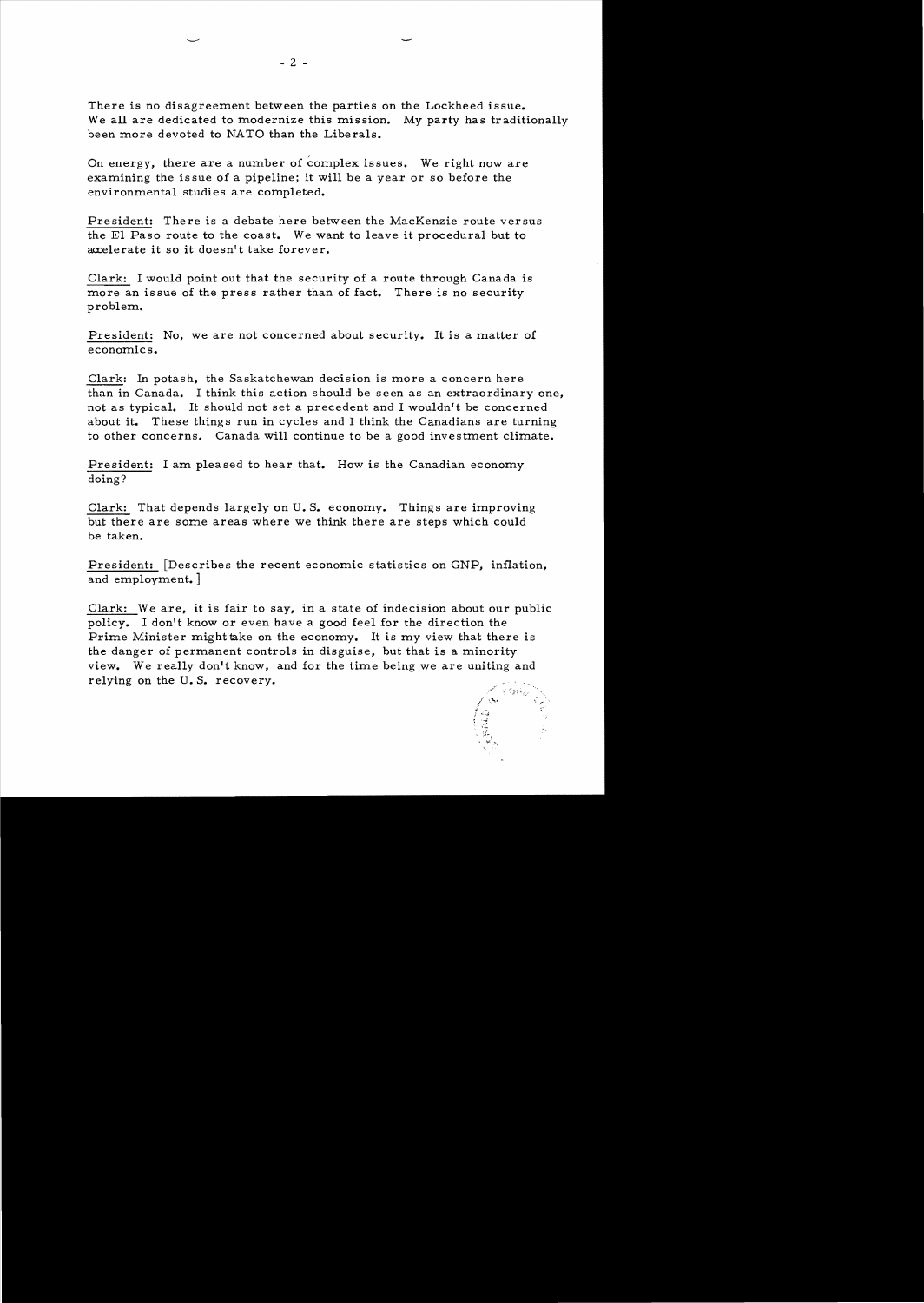There is no disagreement between the parties on the Lockheed issue. We all are dedicated to modernize this mission. My party has traditionally been more devoted to NATO than the Liberals.

On energy, there are a number of complex issues. We right now are examining the issue of a pipeline; it will be a year or so before the environmental studies are completed.

President: There is a debate here between the MacKenzie route versus the El Paso route to the coast. We want to leave it procedural but to accelerate it so it doesn't take forever.

Clark: I would point out that the security of a route through Canada is more an issue of the press rather than of fact. There is no security problem.

President: No, we are not concerned about security. It is a matter of economics.

Clark: In potash, the Saskatchewan decision is more a concern here than in Canada. I think this action should be seen as an extraordinary one, not as typical. It should not set a precedent and I wouldn't be concerned about it. These things run in cycles and I think the Canadians are turning to other concerns. Canada will continue to be a good investment climate.

President: I am pleased to hear that. How is the Canadian economy doing?

Clark: That depends largely on U.S. economy. Things are improving but there are some areas where we think there are steps which could be taken.

President: [Describes the recent economic statistics on GNP, inflation, and employment.]

Clark: We are, it is fair to say, in a state of indecision about our public policy. I don't know or even have a good feel for the direction the Prime Minister might take on the economy. It is my view that there is the danger of permanent controls in disguise, but that is a minority view. We really don't know, and for the time being we are uniting and relying on the U.S. recovery.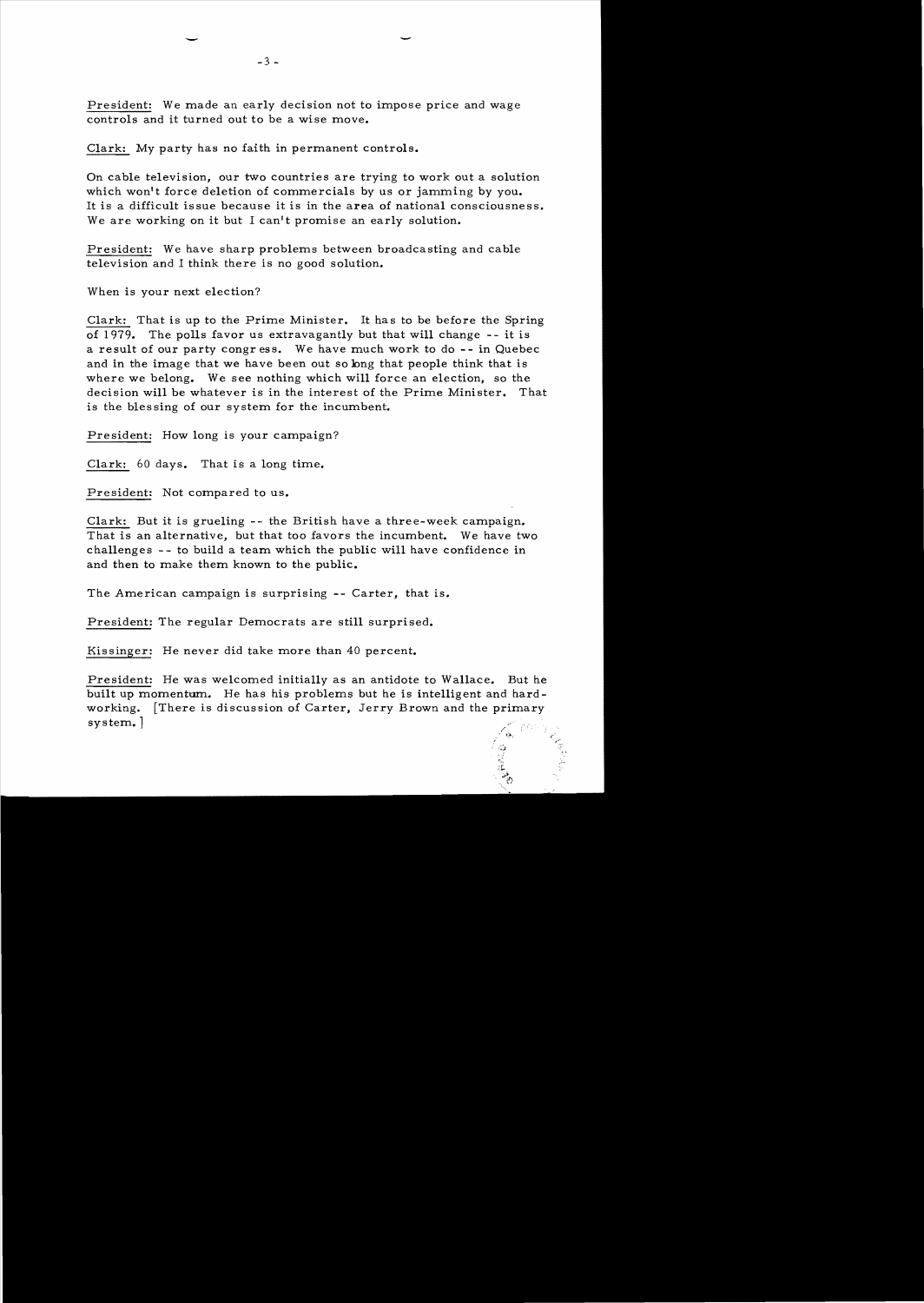President: We made an early decision not to impose price and wage controls and it turned out to be a wise move.

Clark: My party has no faith in permanent controls.

On cable television, our two countries are trying to work out a solution which won't force deletion of commercials by us or jamming by you. It is a difficult issue because it is in the area of national consciousness. We are working on it but I can't promise an early solution.

President: We have sharp problems between broadcasting and cable television and I think there is no good solution.

When is your next election?

Clark: That is up to the Prime Minister. It has to be before the Spring of 1979. The polls favor us extravagantly but that will change -- it is a result of our party congress. We have much work to do -- in Quebec and in the image that we have been out so long that people think that is where we belong. We see nothing which will force an election, so the decision will be whatever is in the interest of the Prime Minister. That is the blessing of our system for the incumbent.

President: How long is your campaign?

Clark: 60 days. That is a long time.

President: Not compared to us.

Clark: But it is grueling -- the British have a three-week campaign. That is an alternative, but that too favors the incumbent. We have two challenges -- to build a team which the public will have confidence in and then to make them known to the public.

The American campaign is surprising -- Carter, that is.

President: The regular Democrats are still surprised.

Kissinger: He never did take more than 40 percent.

President: He was welcomed initially as an antidote to Wallace. But he built up momentum. He has his problems but he is intelligent and hard-working. [There is discussion of Carter, Jerry Brown and the primary system.]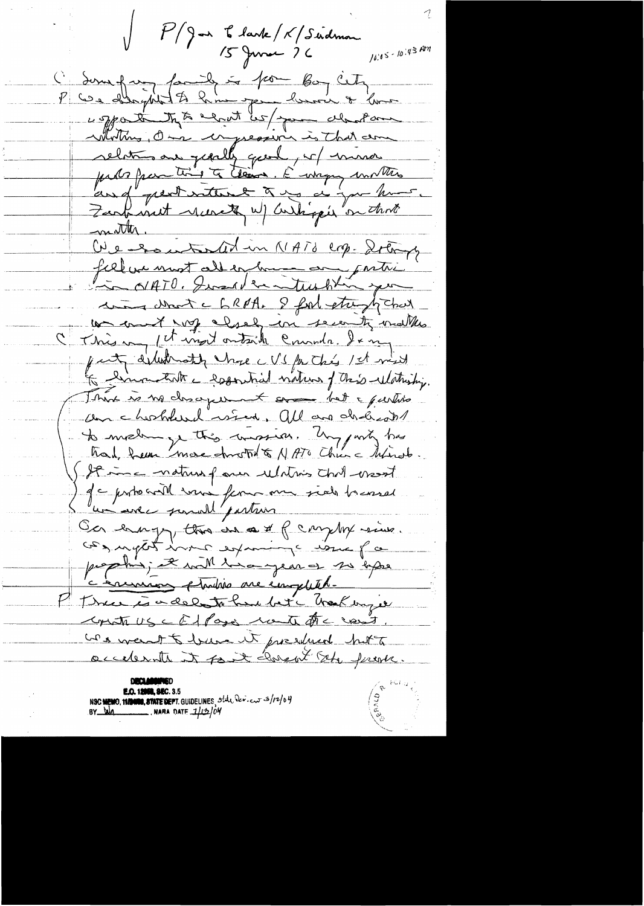P/Ford/Clark/K/Seidman
15 June 76
10:15 - 10:43 AM

C Some of my family is from Bay City.

P We delighted to have you here & have opportunity to chat w/you about our relations. Our impression is that our relations are greatly good, w/ minor problems pertaining to Canada. E[nergy] matters are of great interest to us as you know. Frank met recently w/ Gillespie on that matter.

We are interested in NATO cooperation. Strongly feel we must all be strong partners in NATO. I would be interested in your views about the CRRA. I feel strongly that we must work closely on security matters.

C This is 1st visit outside Canada. I am pretty deliberately chose the US for this 1st visit to demonstrate the essential nature of this relationship. There is no disagreement on — but the parties are the household word. All are dedicated to making a this mission. My party has had been more devoted to NATO than the Liberals. It is the nature of our relations that most of the protocol come from our side because we are the small partner.

On energy, there are a # of complex issues. We might want to explain the issue of a pipeline; it will be a year or so before the environmental studies are completed.

P There is a debate here between the Northern Tier route the US & El Paso route on the coast. We want to have it proceed but to accelerate it to get closer to the present.

DECLASSIFIED
E.O. 12958, SEC. 3.5
NSC MEMO, 11/24/98, STATE DEPT. GUIDELINES State Rev. ew 3/12/04
BY ___ , NARA DATE 7/13/04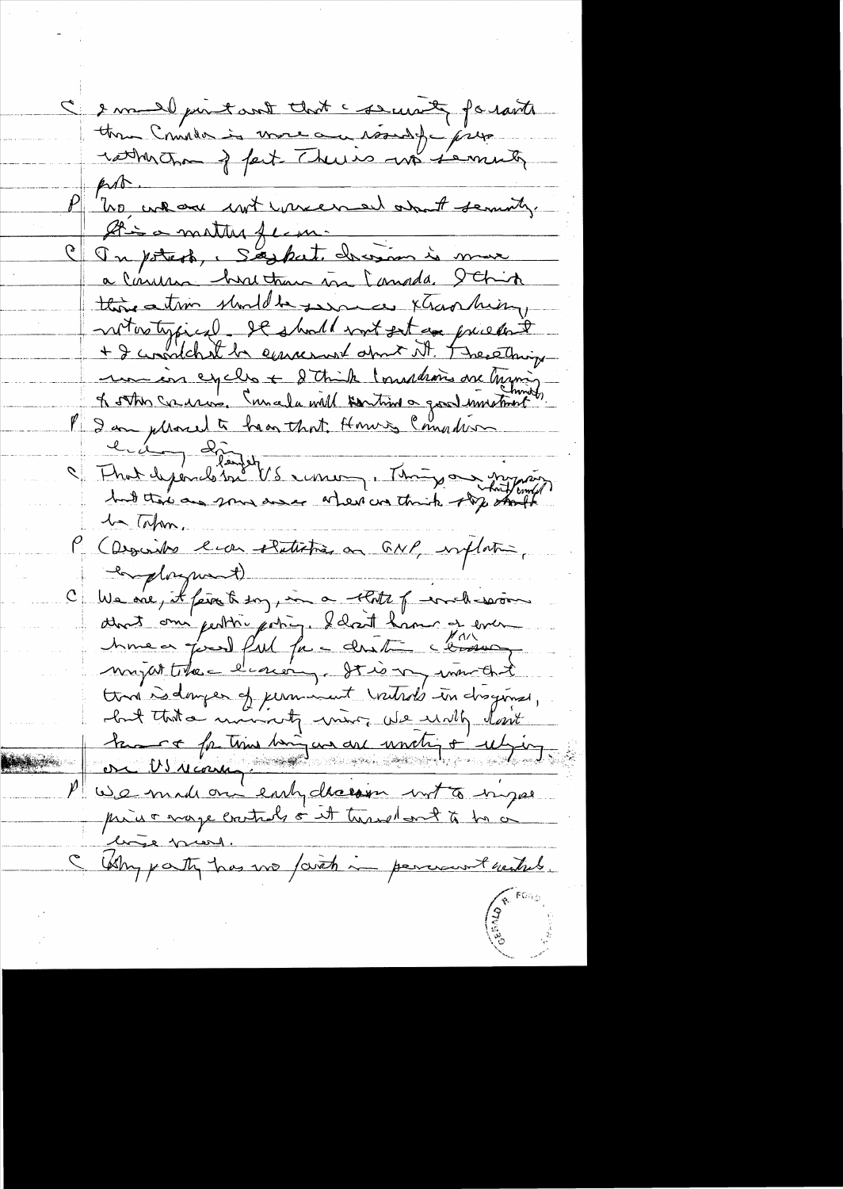C I would point out that security for Canada is more a issue for pres rather than of fact. There is no security prob.

P We are not concerned about security. It's a matter of econ.

C In potash, Saskat. decision is more a Canadian trend than in Canada. I think this action should be seen as extraordinary, not as typical. It should not set a precedent & I wouldn't be concerned about it. These things run in cycles & I think Canadians are turning to other concerns. Canada will continue a good investment climate.

P I am pleased to hear that. How is Canadian economy doing?

C That depends largely on US economy. Things are improving but there are some areas where we think it's going to be long.

P (Discusses econ statistics on GNP, inflation, employment)

C We are, it's fair to say, in a state of indecision about our public policy. I don't know if even have a good feel for direction. Far away majority of economy. It is my view that there is danger of permanent controls in Congress, but that a minority view. We really don't know for the long run are waiting & relying on US recovery.

P We made our early decision not to impose price & wage controls & it turned out to be a wise move.

C Why party has no faith in permanent controls.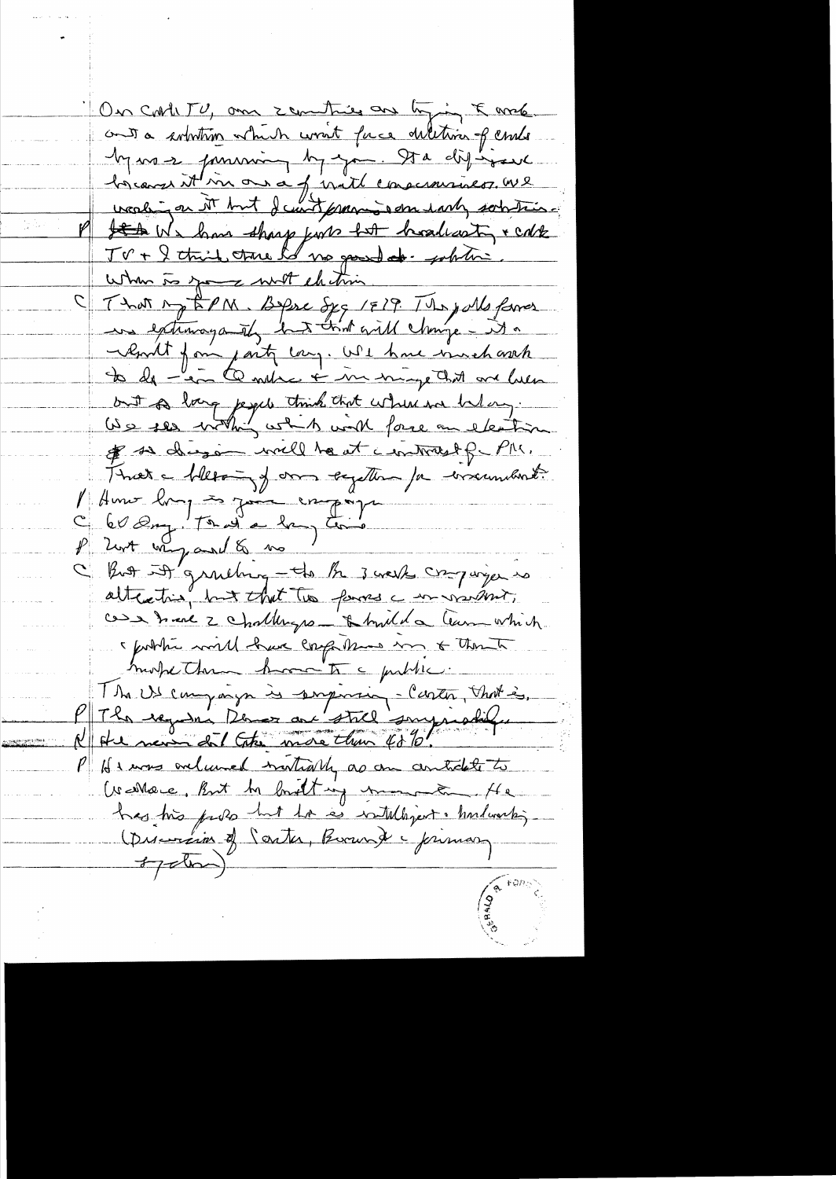On Cable TV, our 2 countries are trying to work out a solution which won't face deletion of cable by U.S. jamming by you. It a dif issue because it is an area of util consciousness. We working on it but I can't promise an early solution.

P We have sharp jobs but broadcasting + cable TV + I think there is no good solution.

When is your next election

C That's my PM. Before Sep 1979. The polls forecast us extravagantly, but that will change — it's a result from party long. We have much work to do — in Quebec + in image that we been out so long people think that when we belong. We see nothing which will force an election so decision will be at contrast for PM. That a blessing of our system for incumbent.

P How long is your campaign

C 60 days. That a long time

P Last long and so no

C But it grueling — the 3 week campaign is attractive, but that too favors the incumbent. We have 2 challenges — to build a team which public will have confidence in & then to make them known to the public.

The US campaign is surprising — Carter, that is,

P The regular Dems are still surprised.

K He never did take more than 48%.

P He was welcomed initially as an antidote to Wallace, but he built up momentum. He has his pros but he is intelligent + hardworking.
(Discussion of Carter, Brown & primary system)